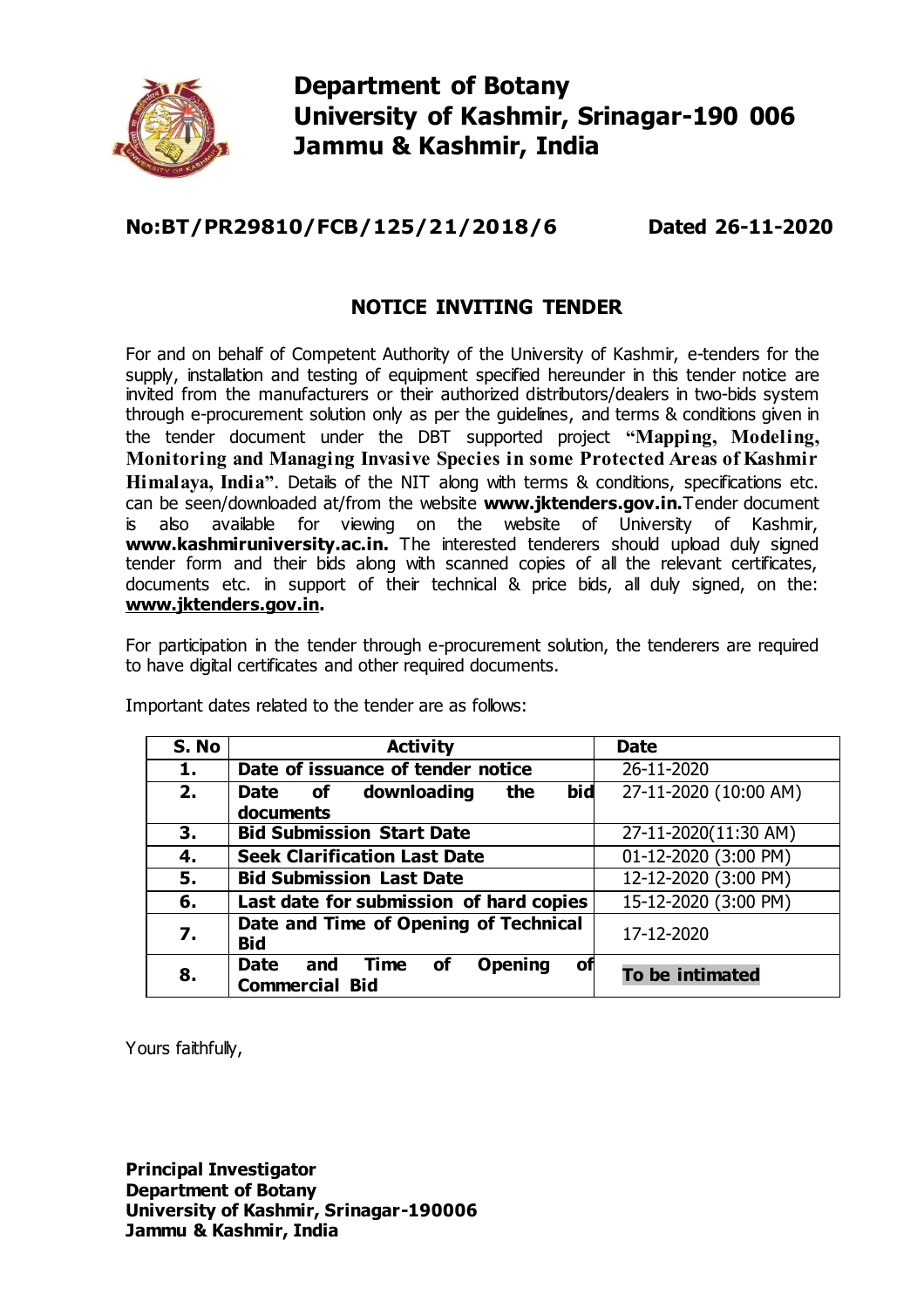# Department of Botany
# University of Kashmir, Srinagar-190 006
# Jammu & Kashmir, India

**No:BT/PR29810/FCB/125/21/2018/6** **Dated 26-11-2020**

## NOTICE INVITING TENDER

For and on behalf of Competent Authority of the University of Kashmir, e-tenders for the supply, installation and testing of equipment specified hereunder in this tender notice are invited from the manufacturers or their authorized distributors/dealers in two-bids system through e-procurement solution only as per the guidelines, and terms & conditions given in the tender document under the DBT supported project **"Mapping, Modeling, Monitoring and Managing Invasive Species in some Protected Areas of Kashmir Himalaya, India"**. Details of the NIT along with terms & conditions, specifications etc. can be seen/downloaded at/from the website **www.jktenders.gov.in.** Tender document is also available for viewing on the website of University of Kashmir, **www.kashmiruniversity.ac.in.** The interested tenderers should upload duly signed tender form and their bids along with scanned copies of all the relevant certificates, documents etc. in support of their technical & price bids, all duly signed, on the: **www.jktenders.gov.in**.

For participation in the tender through e-procurement solution, the tenderers are required to have digital certificates and other required documents.

Important dates related to the tender are as follows:

| S. No | Activity | Date |
|---|---|---|
| **1.** | **Date of issuance of tender notice** | 26-11-2020 |
| **2.** | **Date of downloading the bid documents** | 27-11-2020 (10:00 AM) |
| **3.** | **Bid Submission Start Date** | 27-11-2020(11:30 AM) |
| **4.** | **Seek Clarification Last Date** | 01-12-2020 (3:00 PM) |
| **5.** | **Bid Submission Last Date** | 12-12-2020 (3:00 PM) |
| **6.** | **Last date for submission of hard copies** | 15-12-2020 (3:00 PM) |
| **7.** | **Date and Time of Opening of Technical Bid** | 17-12-2020 |
| **8.** | **Date and Time of Opening of Commercial Bid** | **To be intimated** |

Yours faithfully,

**Principal Investigator**
**Department of Botany**
**University of Kashmir, Srinagar-190006**
**Jammu & Kashmir, India**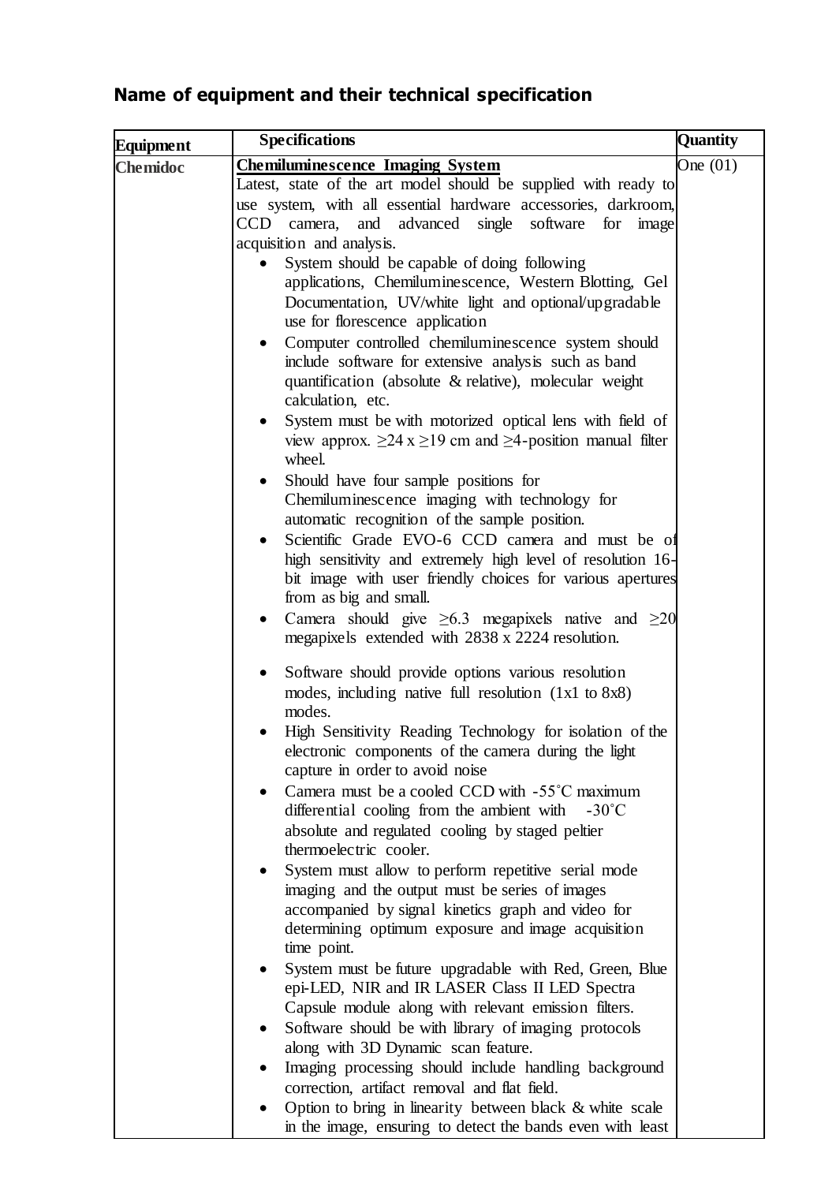## Name of equipment and their technical specification

| Equipment | Specifications | Quantity |
|---|---|---|
| **Chemidoc** | **Chemiluminescence Imaging System**<br>Latest, state of the art model should be supplied with ready to use system, with all essential hardware accessories, darkroom, CCD camera, and advanced single software for image acquisition and analysis.<br>• System should be capable of doing following applications, Chemiluminescence, Western Blotting, Gel Documentation, UV/white light and optional/upgradable use for florescence application<br>• Computer controlled chemiluminescence system should include software for extensive analysis such as band quantification (absolute & relative), molecular weight calculation, etc.<br>• System must be with motorized optical lens with field of view approx. ≥24 x ≥19 cm and ≥4-position manual filter wheel.<br>• Should have four sample positions for Chemiluminescence imaging with technology for automatic recognition of the sample position.<br>• Scientific Grade EVO-6 CCD camera and must be of high sensitivity and extremely high level of resolution 16-bit image with user friendly choices for various apertures from as big and small.<br>• Camera should give ≥6.3 megapixels native and ≥20 megapixels extended with 2838 x 2224 resolution.<br>• Software should provide options various resolution modes, including native full resolution (1x1 to 8x8) modes.<br>• High Sensitivity Reading Technology for isolation of the electronic components of the camera during the light capture in order to avoid noise<br>• Camera must be a cooled CCD with -55˚C maximum differential cooling from the ambient with -30˚C absolute and regulated cooling by staged peltier thermoelectric cooler.<br>• System must allow to perform repetitive serial mode imaging and the output must be series of images accompanied by signal kinetics graph and video for determining optimum exposure and image acquisition time point.<br>• System must be future upgradable with Red, Green, Blue epi-LED, NIR and IR LASER Class II LED Spectra Capsule module along with relevant emission filters.<br>• Software should be with library of imaging protocols along with 3D Dynamic scan feature.<br>• Imaging processing should include handling background correction, artifact removal and flat field.<br>• Option to bring in linearity between black & white scale in the image, ensuring to detect the bands even with least | One (01) |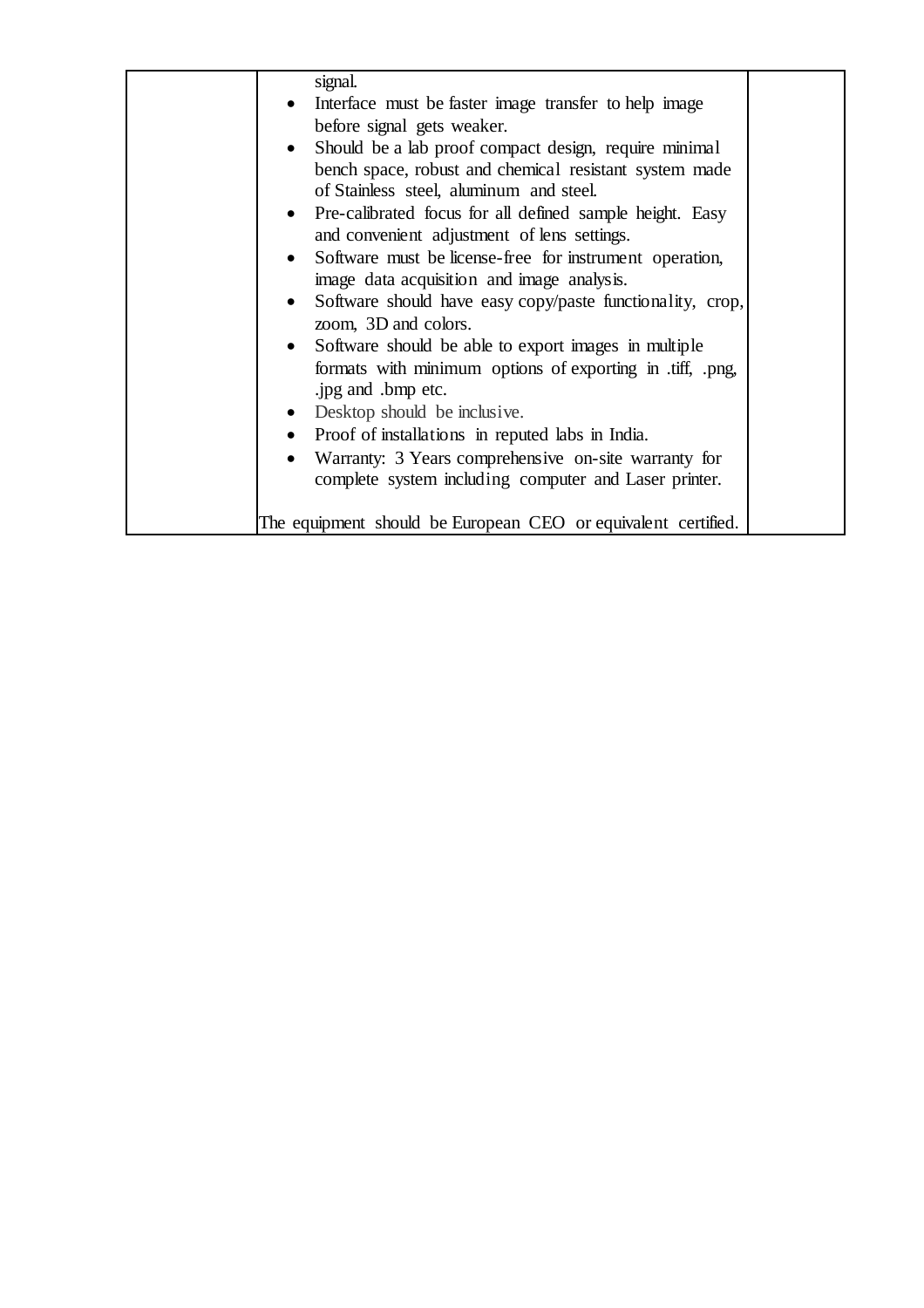| | | |
|---|---|---|
| | signal.<br>• Interface must be faster image transfer to help image before signal gets weaker.<br>• Should be a lab proof compact design, require minimal bench space, robust and chemical resistant system made of Stainless steel, aluminum and steel.<br>• Pre-calibrated focus for all defined sample height. Easy and convenient adjustment of lens settings.<br>• Software must be license-free for instrument operation, image data acquisition and image analysis.<br>• Software should have easy copy/paste functionality, crop, zoom, 3D and colors.<br>• Software should be able to export images in multiple formats with minimum options of exporting in .tiff, .png, .jpg and .bmp etc.<br>• Desktop should be inclusive.<br>• Proof of installations in reputed labs in India.<br>• Warranty: 3 Years comprehensive on-site warranty for complete system including computer and Laser printer.<br><br>The equipment should be European CEO or equivalent certified. | |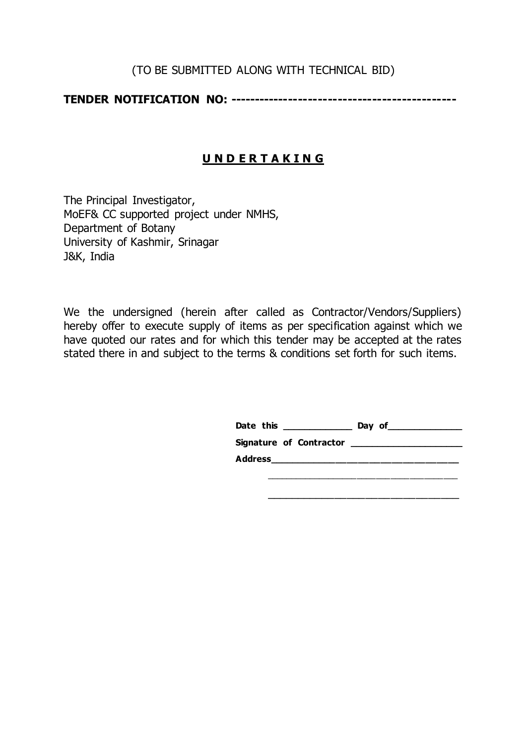(TO BE SUBMITTED ALONG WITH TECHNICAL BID)

**TENDER NOTIFICATION NO: ---------------------------------------------**

## U N D E R T A K I N G

The Principal Investigator,
MoEF& CC supported project under NMHS,
Department of Botany
University of Kashmir, Srinagar
J&K, India

We the undersigned (herein after called as Contractor/Vendors/Suppliers) hereby offer to execute supply of items as per specification against which we have quoted our rates and for which this tender may be accepted at the rates stated there in and subject to the terms & conditions set forth for such items.

**Date this ____________ Day of_____________**

**Signature of Contractor ____________________**

**Address_________________________________**

_________________________________

_________________________________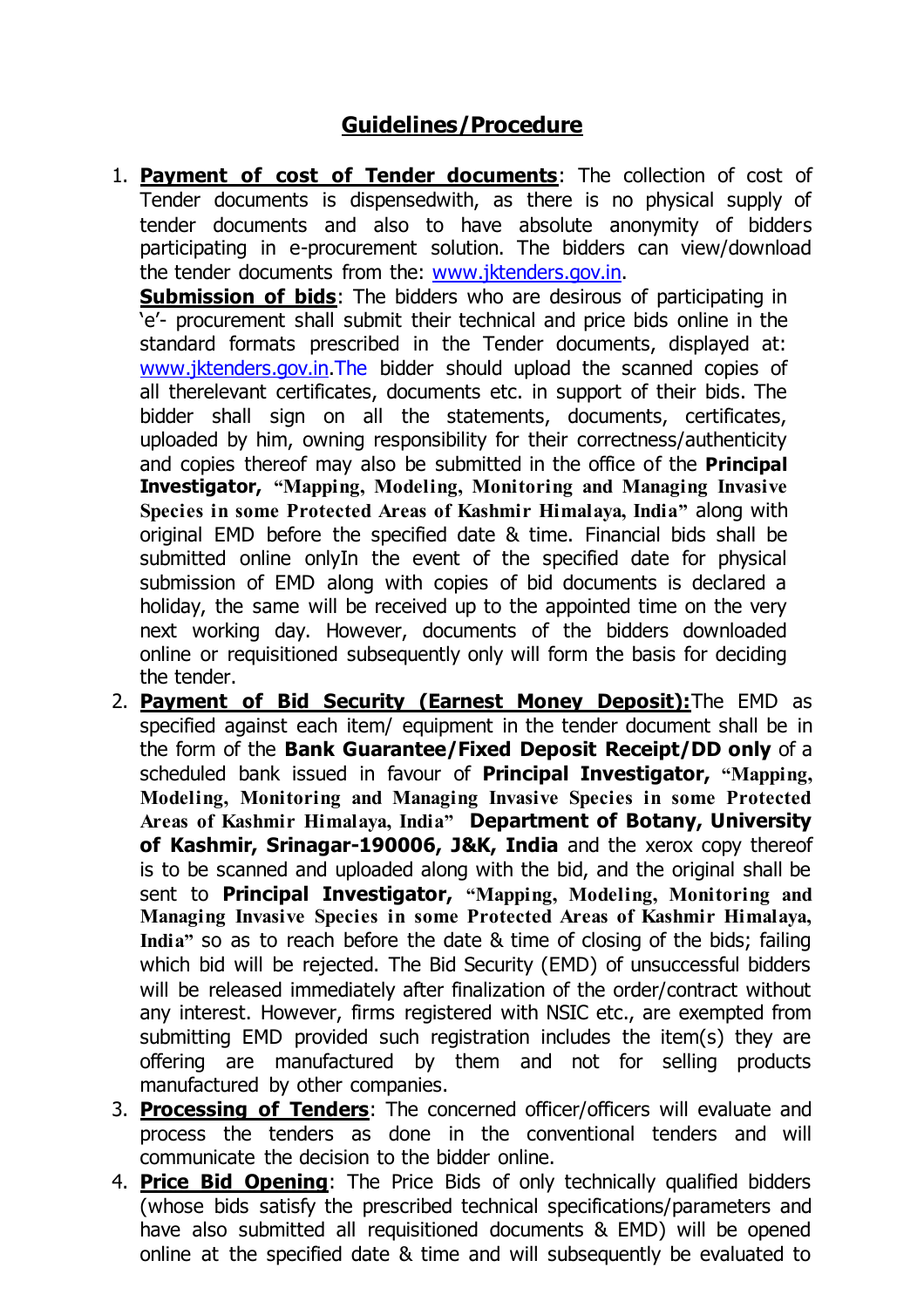## **Guidelines/Procedure**

1. **Payment of cost of Tender documents**: The collection of cost of Tender documents is dispensedwith, as there is no physical supply of tender documents and also to have absolute anonymity of bidders participating in e-procurement solution. The bidders can view/download the tender documents from the: www.jktenders.gov.in.

   **Submission of bids**: The bidders who are desirous of participating in 'e'- procurement shall submit their technical and price bids online in the standard formats prescribed in the Tender documents, displayed at: www.jktenders.gov.in.The bidder should upload the scanned copies of all therelevant certificates, documents etc. in support of their bids. The bidder shall sign on all the statements, documents, certificates, uploaded by him, owning responsibility for their correctness/authenticity and copies thereof may also be submitted in the office of the **Principal Investigator, "Mapping, Modeling, Monitoring and Managing Invasive Species in some Protected Areas of Kashmir Himalaya, India"** along with original EMD before the specified date & time. Financial bids shall be submitted online onlyIn the event of the specified date for physical submission of EMD along with copies of bid documents is declared a holiday, the same will be received up to the appointed time on the very next working day. However, documents of the bidders downloaded online or requisitioned subsequently only will form the basis for deciding the tender.
2. **Payment of Bid Security (Earnest Money Deposit):**The EMD as specified against each item/ equipment in the tender document shall be in the form of the **Bank Guarantee/Fixed Deposit Receipt/DD only** of a scheduled bank issued in favour of **Principal Investigator, "Mapping, Modeling, Monitoring and Managing Invasive Species in some Protected Areas of Kashmir Himalaya, India" Department of Botany, University of Kashmir, Srinagar-190006, J&K, India** and the xerox copy thereof is to be scanned and uploaded along with the bid, and the original shall be sent to **Principal Investigator, "Mapping, Modeling, Monitoring and Managing Invasive Species in some Protected Areas of Kashmir Himalaya, India"** so as to reach before the date & time of closing of the bids; failing which bid will be rejected. The Bid Security (EMD) of unsuccessful bidders will be released immediately after finalization of the order/contract without any interest. However, firms registered with NSIC etc., are exempted from submitting EMD provided such registration includes the item(s) they are offering are manufactured by them and not for selling products manufactured by other companies.
3. **Processing of Tenders**: The concerned officer/officers will evaluate and process the tenders as done in the conventional tenders and will communicate the decision to the bidder online.
4. **Price Bid Opening**: The Price Bids of only technically qualified bidders (whose bids satisfy the prescribed technical specifications/parameters and have also submitted all requisitioned documents & EMD) will be opened online at the specified date & time and will subsequently be evaluated to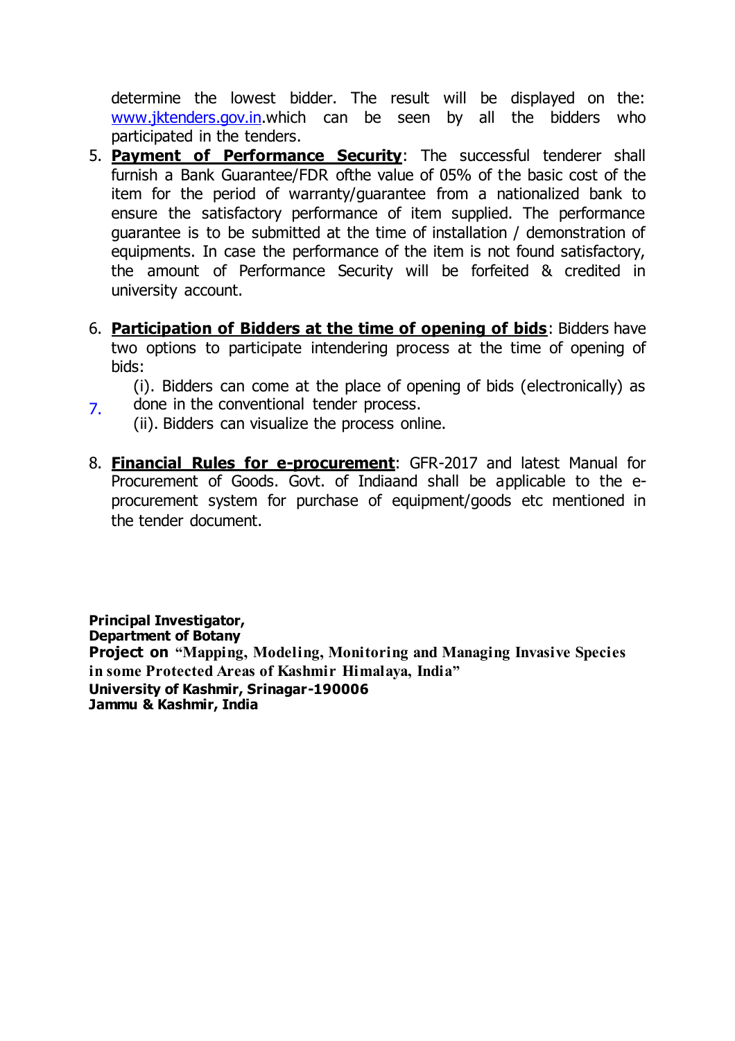determine the lowest bidder. The result will be displayed on the: www.jktenders.gov.in.which can be seen by all the bidders who participated in the tenders.

5. **Payment of Performance Security**: The successful tenderer shall furnish a Bank Guarantee/FDR ofthe value of 05% of the basic cost of the item for the period of warranty/guarantee from a nationalized bank to ensure the satisfactory performance of item supplied. The performance guarantee is to be submitted at the time of installation / demonstration of equipments. In case the performance of the item is not found satisfactory, the amount of Performance Security will be forfeited & credited in university account.

6. **Participation of Bidders at the time of opening of bids**: Bidders have two options to participate intendering process at the time of opening of bids:

7. (i). Bidders can come at the place of opening of bids (electronically) as done in the conventional tender process.
   (ii). Bidders can visualize the process online.

8. **Financial Rules for e-procurement**: GFR-2017 and latest Manual for Procurement of Goods. Govt. of Indiaand shall be applicable to the e-procurement system for purchase of equipment/goods etc mentioned in the tender document.

**Principal Investigator,**
**Department of Botany**
**Project on "Mapping, Modeling, Monitoring and Managing Invasive Species in some Protected Areas of Kashmir Himalaya, India"**
**University of Kashmir, Srinagar-190006**
**Jammu & Kashmir, India**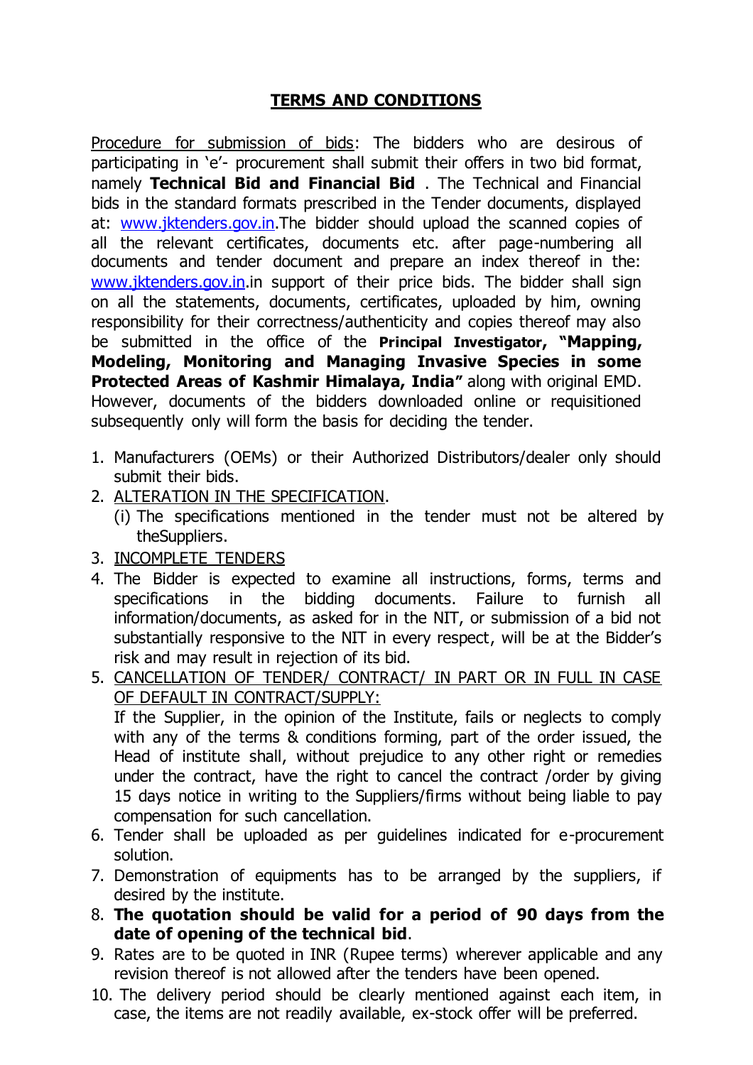## TERMS AND CONDITIONS

Procedure for submission of bids: The bidders who are desirous of participating in 'e'- procurement shall submit their offers in two bid format, namely **Technical Bid and Financial Bid** . The Technical and Financial bids in the standard formats prescribed in the Tender documents, displayed at: www.jktenders.gov.in.The bidder should upload the scanned copies of all the relevant certificates, documents etc. after page-numbering all documents and tender document and prepare an index thereof in the: www.jktenders.gov.in.in support of their price bids. The bidder shall sign on all the statements, documents, certificates, uploaded by him, owning responsibility for their correctness/authenticity and copies thereof may also be submitted in the office of the **Principal Investigator, "Mapping, Modeling, Monitoring and Managing Invasive Species in some Protected Areas of Kashmir Himalaya, India"** along with original EMD. However, documents of the bidders downloaded online or requisitioned subsequently only will form the basis for deciding the tender.

1. Manufacturers (OEMs) or their Authorized Distributors/dealer only should submit their bids.
2. ALTERATION IN THE SPECIFICATION.
   (i) The specifications mentioned in the tender must not be altered by theSuppliers.
3. INCOMPLETE TENDERS
4. The Bidder is expected to examine all instructions, forms, terms and specifications in the bidding documents. Failure to furnish all information/documents, as asked for in the NIT, or submission of a bid not substantially responsive to the NIT in every respect, will be at the Bidder's risk and may result in rejection of its bid.
5. CANCELLATION OF TENDER/ CONTRACT/ IN PART OR IN FULL IN CASE OF DEFAULT IN CONTRACT/SUPPLY:
   If the Supplier, in the opinion of the Institute, fails or neglects to comply with any of the terms & conditions forming, part of the order issued, the Head of institute shall, without prejudice to any other right or remedies under the contract, have the right to cancel the contract /order by giving 15 days notice in writing to the Suppliers/firms without being liable to pay compensation for such cancellation.
6. Tender shall be uploaded as per guidelines indicated for e-procurement solution.
7. Demonstration of equipments has to be arranged by the suppliers, if desired by the institute.
8. **The quotation should be valid for a period of 90 days from the date of opening of the technical bid**.
9. Rates are to be quoted in INR (Rupee terms) wherever applicable and any revision thereof is not allowed after the tenders have been opened.
10. The delivery period should be clearly mentioned against each item, in case, the items are not readily available, ex-stock offer will be preferred.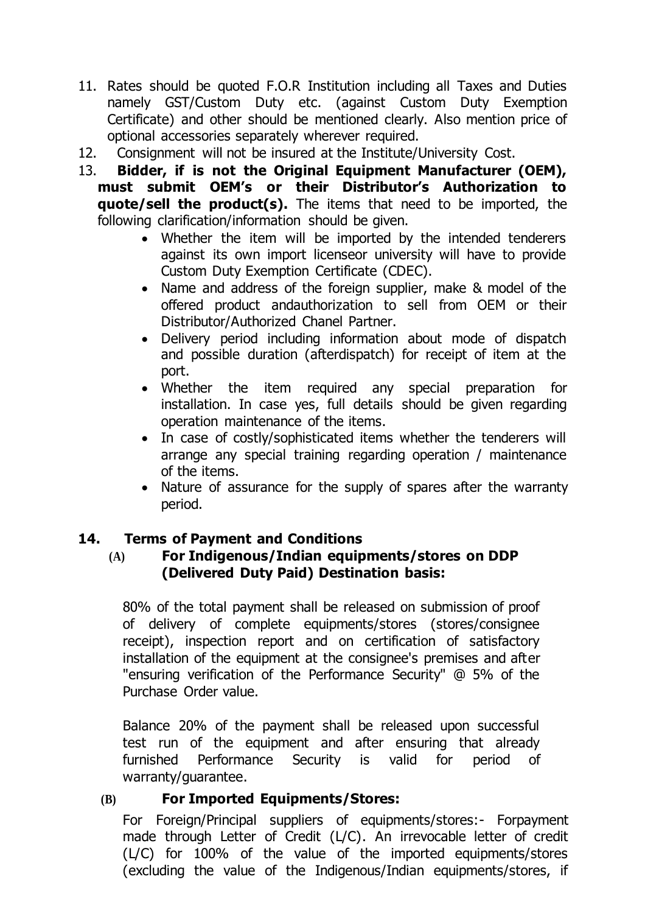11. Rates should be quoted F.O.R Institution including all Taxes and Duties namely GST/Custom Duty etc. (against Custom Duty Exemption Certificate) and other should be mentioned clearly. Also mention price of optional accessories separately wherever required.
12. Consignment will not be insured at the Institute/University Cost.
13. **Bidder, if is not the Original Equipment Manufacturer (OEM), must submit OEM's or their Distributor's Authorization to quote/sell the product(s).** The items that need to be imported, the following clarification/information should be given.
    - Whether the item will be imported by the intended tenderers against its own import licenseor university will have to provide Custom Duty Exemption Certificate (CDEC).
    - Name and address of the foreign supplier, make & model of the offered product andauthorization to sell from OEM or their Distributor/Authorized Chanel Partner.
    - Delivery period including information about mode of dispatch and possible duration (afterdispatch) for receipt of item at the port.
    - Whether the item required any special preparation for installation. In case yes, full details should be given regarding operation maintenance of the items.
    - In case of costly/sophisticated items whether the tenderers will arrange any special training regarding operation / maintenance of the items.
    - Nature of assurance for the supply of spares after the warranty period.

**14. Terms of Payment and Conditions**

**(A) For Indigenous/Indian equipments/stores on DDP (Delivered Duty Paid) Destination basis:**

80% of the total payment shall be released on submission of proof of delivery of complete equipments/stores (stores/consignee receipt), inspection report and on certification of satisfactory installation of the equipment at the consignee's premises and after "ensuring verification of the Performance Security" @ 5% of the Purchase Order value.

Balance 20% of the payment shall be released upon successful test run of the equipment and after ensuring that already furnished Performance Security is valid for period of warranty/guarantee.

**(B) For Imported Equipments/Stores:**

For Foreign/Principal suppliers of equipments/stores:- Forpayment made through Letter of Credit (L/C). An irrevocable letter of credit (L/C) for 100% of the value of the imported equipments/stores (excluding the value of the Indigenous/Indian equipments/stores, if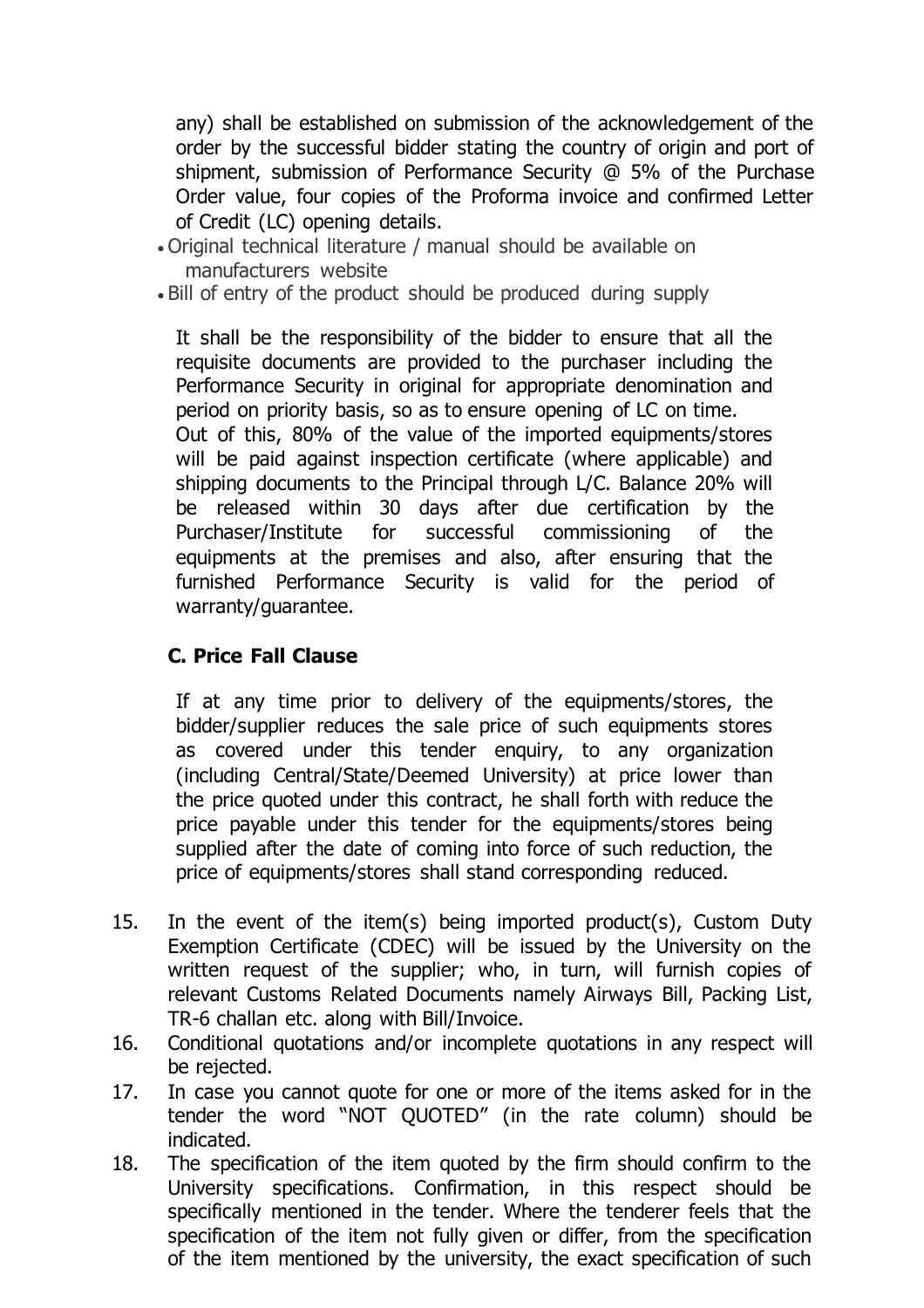any) shall be established on submission of the acknowledgement of the order by the successful bidder stating the country of origin and port of shipment, submission of Performance Security @ 5% of the Purchase Order value, four copies of the Proforma invoice and confirmed Letter of Credit (LC) opening details.

- Original technical literature / manual should be available on manufacturers website
- Bill of entry of the product should be produced during supply

It shall be the responsibility of the bidder to ensure that all the requisite documents are provided to the purchaser including the Performance Security in original for appropriate denomination and period on priority basis, so as to ensure opening of LC on time.
Out of this, 80% of the value of the imported equipments/stores will be paid against inspection certificate (where applicable) and shipping documents to the Principal through L/C. Balance 20% will be released within 30 days after due certification by the Purchaser/Institute for successful commissioning of the equipments at the premises and also, after ensuring that the furnished Performance Security is valid for the period of warranty/guarantee.

**C. Price Fall Clause**

If at any time prior to delivery of the equipments/stores, the bidder/supplier reduces the sale price of such equipments stores as covered under this tender enquiry, to any organization (including Central/State/Deemed University) at price lower than the price quoted under this contract, he shall forth with reduce the price payable under this tender for the equipments/stores being supplied after the date of coming into force of such reduction, the price of equipments/stores shall stand corresponding reduced.

15. In the event of the item(s) being imported product(s), Custom Duty Exemption Certificate (CDEC) will be issued by the University on the written request of the supplier; who, in turn, will furnish copies of relevant Customs Related Documents namely Airways Bill, Packing List, TR-6 challan etc. along with Bill/Invoice.
16. Conditional quotations and/or incomplete quotations in any respect will be rejected.
17. In case you cannot quote for one or more of the items asked for in the tender the word "NOT QUOTED" (in the rate column) should be indicated.
18. The specification of the item quoted by the firm should confirm to the University specifications. Confirmation, in this respect should be specifically mentioned in the tender. Where the tenderer feels that the specification of the item not fully given or differ, from the specification of the item mentioned by the university, the exact specification of such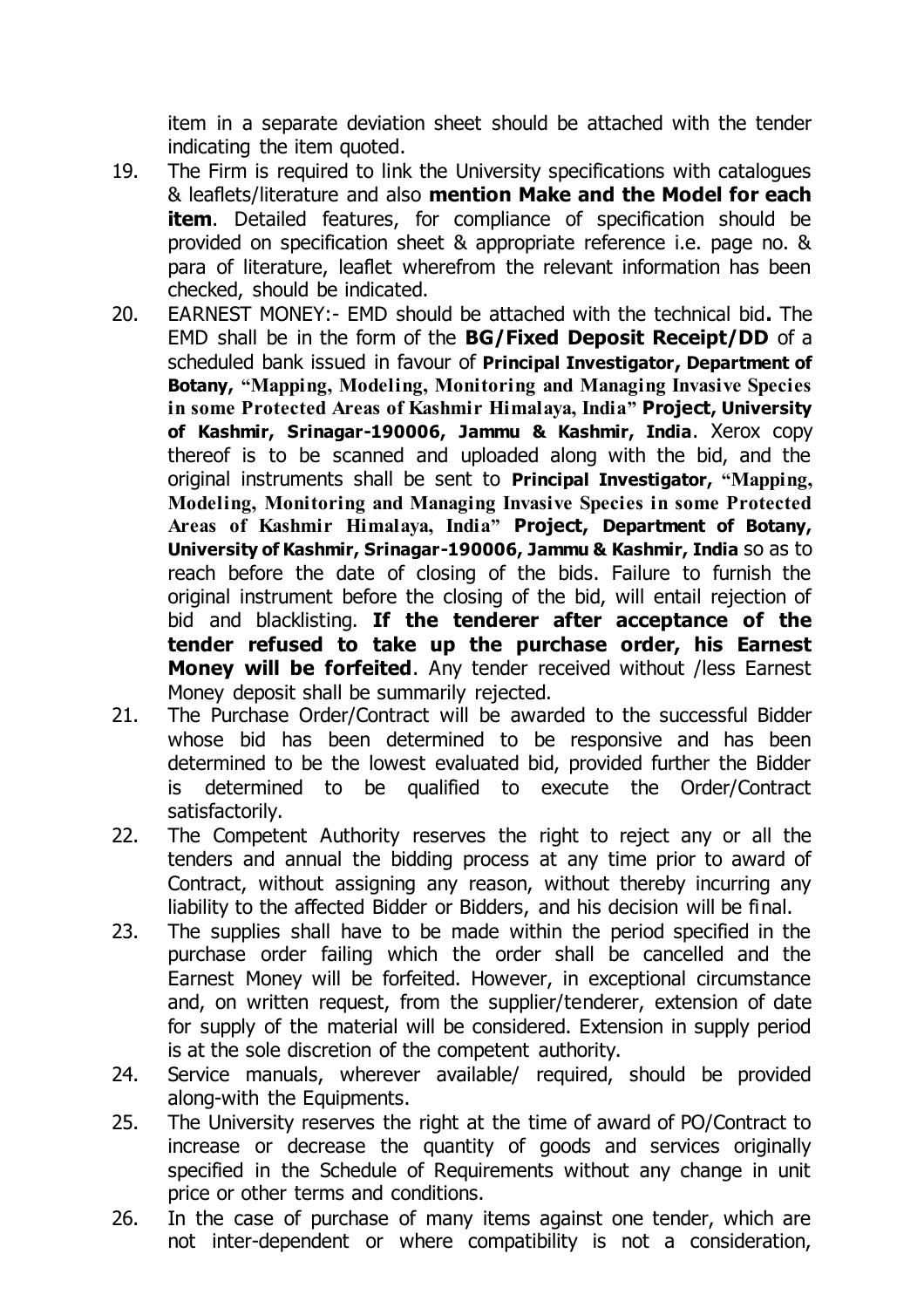item in a separate deviation sheet should be attached with the tender indicating the item quoted.

19. The Firm is required to link the University specifications with catalogues & leaflets/literature and also **mention Make and the Model for each item**. Detailed features, for compliance of specification should be provided on specification sheet & appropriate reference i.e. page no. & para of literature, leaflet wherefrom the relevant information has been checked, should be indicated.
20. EARNEST MONEY:- EMD should be attached with the technical bid**.** The EMD shall be in the form of the **BG/Fixed Deposit Receipt/DD** of a scheduled bank issued in favour of **Principal Investigator, Department of Botany, "Mapping, Modeling, Monitoring and Managing Invasive Species in some Protected Areas of Kashmir Himalaya, India" Project, University of Kashmir, Srinagar-190006, Jammu & Kashmir, India**. Xerox copy thereof is to be scanned and uploaded along with the bid, and the original instruments shall be sent to **Principal Investigator, "Mapping, Modeling, Monitoring and Managing Invasive Species in some Protected Areas of Kashmir Himalaya, India" Project, Department of Botany, University of Kashmir, Srinagar-190006, Jammu & Kashmir, India** so as to reach before the date of closing of the bids. Failure to furnish the original instrument before the closing of the bid, will entail rejection of bid and blacklisting. **If the tenderer after acceptance of the tender refused to take up the purchase order, his Earnest Money will be forfeited**. Any tender received without /less Earnest Money deposit shall be summarily rejected.
21. The Purchase Order/Contract will be awarded to the successful Bidder whose bid has been determined to be responsive and has been determined to be the lowest evaluated bid, provided further the Bidder is determined to be qualified to execute the Order/Contract satisfactorily.
22. The Competent Authority reserves the right to reject any or all the tenders and annual the bidding process at any time prior to award of Contract, without assigning any reason, without thereby incurring any liability to the affected Bidder or Bidders, and his decision will be final.
23. The supplies shall have to be made within the period specified in the purchase order failing which the order shall be cancelled and the Earnest Money will be forfeited. However, in exceptional circumstance and, on written request, from the supplier/tenderer, extension of date for supply of the material will be considered. Extension in supply period is at the sole discretion of the competent authority.
24. Service manuals, wherever available/ required, should be provided along-with the Equipments.
25. The University reserves the right at the time of award of PO/Contract to increase or decrease the quantity of goods and services originally specified in the Schedule of Requirements without any change in unit price or other terms and conditions.
26. In the case of purchase of many items against one tender, which are not inter-dependent or where compatibility is not a consideration,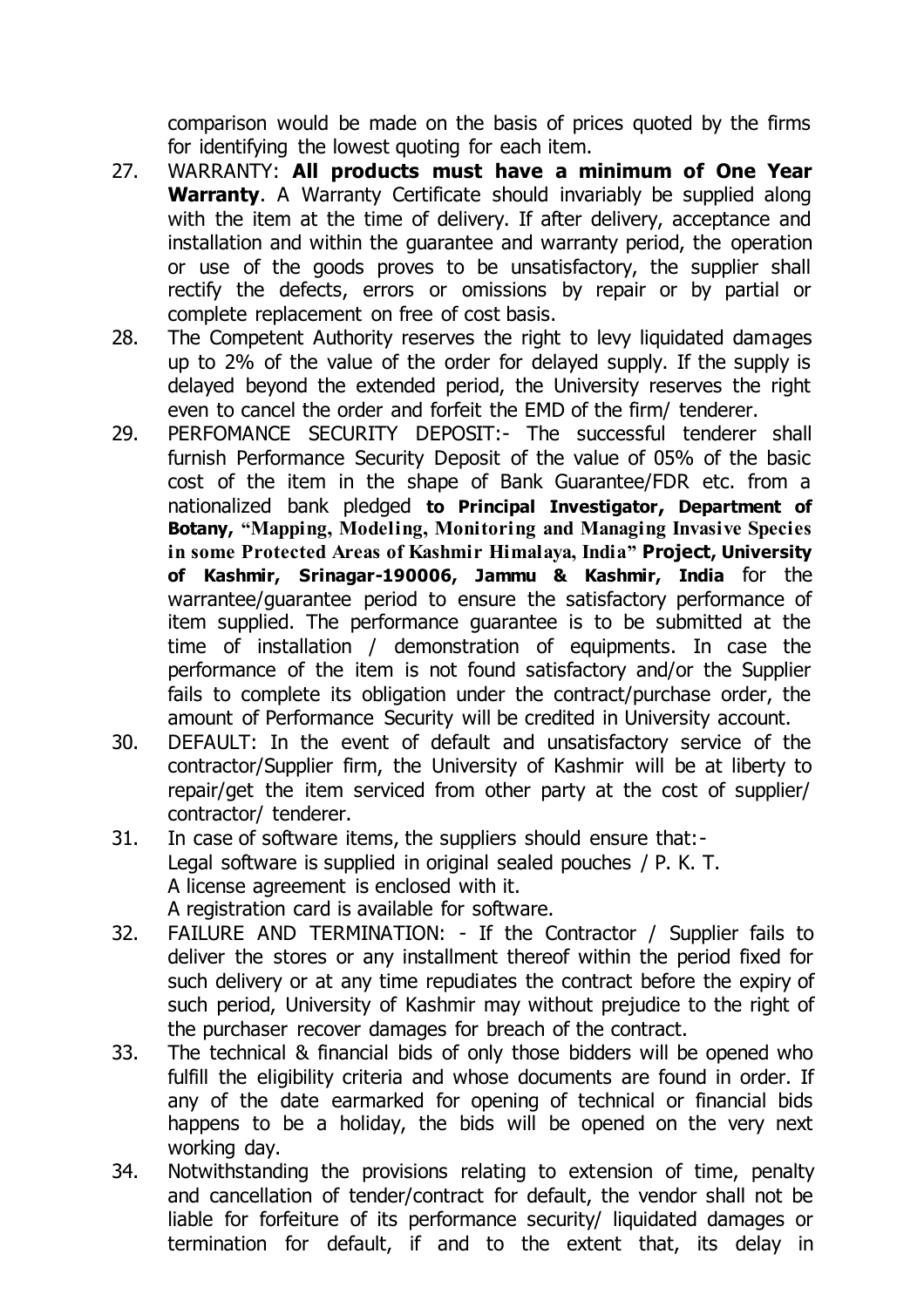comparison would be made on the basis of prices quoted by the firms for identifying the lowest quoting for each item.

27. WARRANTY: **All products must have a minimum of One Year Warranty**. A Warranty Certificate should invariably be supplied along with the item at the time of delivery. If after delivery, acceptance and installation and within the guarantee and warranty period, the operation or use of the goods proves to be unsatisfactory, the supplier shall rectify the defects, errors or omissions by repair or by partial or complete replacement on free of cost basis.
28. The Competent Authority reserves the right to levy liquidated damages up to 2% of the value of the order for delayed supply. If the supply is delayed beyond the extended period, the University reserves the right even to cancel the order and forfeit the EMD of the firm/ tenderer.
29. PERFOMANCE SECURITY DEPOSIT:- The successful tenderer shall furnish Performance Security Deposit of the value of 05% of the basic cost of the item in the shape of Bank Guarantee/FDR etc. from a nationalized bank pledged **to Principal Investigator, Department of Botany, "Mapping, Modeling, Monitoring and Managing Invasive Species in some Protected Areas of Kashmir Himalaya, India" Project, University of Kashmir, Srinagar-190006, Jammu & Kashmir, India** for the warrantee/guarantee period to ensure the satisfactory performance of item supplied. The performance guarantee is to be submitted at the time of installation / demonstration of equipments. In case the performance of the item is not found satisfactory and/or the Supplier fails to complete its obligation under the contract/purchase order, the amount of Performance Security will be credited in University account.
30. DEFAULT: In the event of default and unsatisfactory service of the contractor/Supplier firm, the University of Kashmir will be at liberty to repair/get the item serviced from other party at the cost of supplier/ contractor/ tenderer.
31. In case of software items, the suppliers should ensure that:-
    Legal software is supplied in original sealed pouches / P. K. T.
    A license agreement is enclosed with it.
    A registration card is available for software.
32. FAILURE AND TERMINATION: - If the Contractor / Supplier fails to deliver the stores or any installment thereof within the period fixed for such delivery or at any time repudiates the contract before the expiry of such period, University of Kashmir may without prejudice to the right of the purchaser recover damages for breach of the contract.
33. The technical & financial bids of only those bidders will be opened who fulfill the eligibility criteria and whose documents are found in order. If any of the date earmarked for opening of technical or financial bids happens to be a holiday, the bids will be opened on the very next working day.
34. Notwithstanding the provisions relating to extension of time, penalty and cancellation of tender/contract for default, the vendor shall not be liable for forfeiture of its performance security/ liquidated damages or termination for default, if and to the extent that, its delay in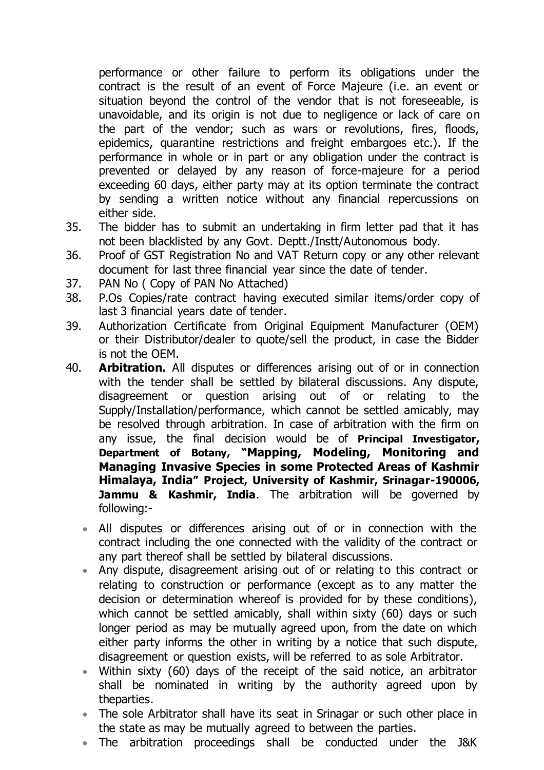performance or other failure to perform its obligations under the contract is the result of an event of Force Majeure (i.e. an event or situation beyond the control of the vendor that is not foreseeable, is unavoidable, and its origin is not due to negligence or lack of care on the part of the vendor; such as wars or revolutions, fires, floods, epidemics, quarantine restrictions and freight embargoes etc.). If the performance in whole or in part or any obligation under the contract is prevented or delayed by any reason of force-majeure for a period exceeding 60 days, either party may at its option terminate the contract by sending a written notice without any financial repercussions on either side.

35. The bidder has to submit an undertaking in firm letter pad that it has not been blacklisted by any Govt. Deptt./Instt/Autonomous body.
36. Proof of GST Registration No and VAT Return copy or any other relevant document for last three financial year since the date of tender.
37. PAN No ( Copy of PAN No Attached)
38. P.Os Copies/rate contract having executed similar items/order copy of last 3 financial years date of tender.
39. Authorization Certificate from Original Equipment Manufacturer (OEM) or their Distributor/dealer to quote/sell the product, in case the Bidder is not the OEM.
40. **Arbitration.** All disputes or differences arising out of or in connection with the tender shall be settled by bilateral discussions. Any dispute, disagreement or question arising out of or relating to the Supply/Installation/performance, which cannot be settled amicably, may be resolved through arbitration. In case of arbitration with the firm on any issue, the final decision would be of **Principal Investigator, Department of Botany, "Mapping, Modeling, Monitoring and Managing Invasive Species in some Protected Areas of Kashmir Himalaya, India" Project, University of Kashmir, Srinagar-190006, Jammu & Kashmir, India**. The arbitration will be governed by following:-

    - All disputes or differences arising out of or in connection with the contract including the one connected with the validity of the contract or any part thereof shall be settled by bilateral discussions.
    - Any dispute, disagreement arising out of or relating to this contract or relating to construction or performance (except as to any matter the decision or determination whereof is provided for by these conditions), which cannot be settled amicably, shall within sixty (60) days or such longer period as may be mutually agreed upon, from the date on which either party informs the other in writing by a notice that such dispute, disagreement or question exists, will be referred to as sole Arbitrator.
    - Within sixty (60) days of the receipt of the said notice, an arbitrator shall be nominated in writing by the authority agreed upon by theparties.
    - The sole Arbitrator shall have its seat in Srinagar or such other place in the state as may be mutually agreed to between the parties.
    - The arbitration proceedings shall be conducted under the J&K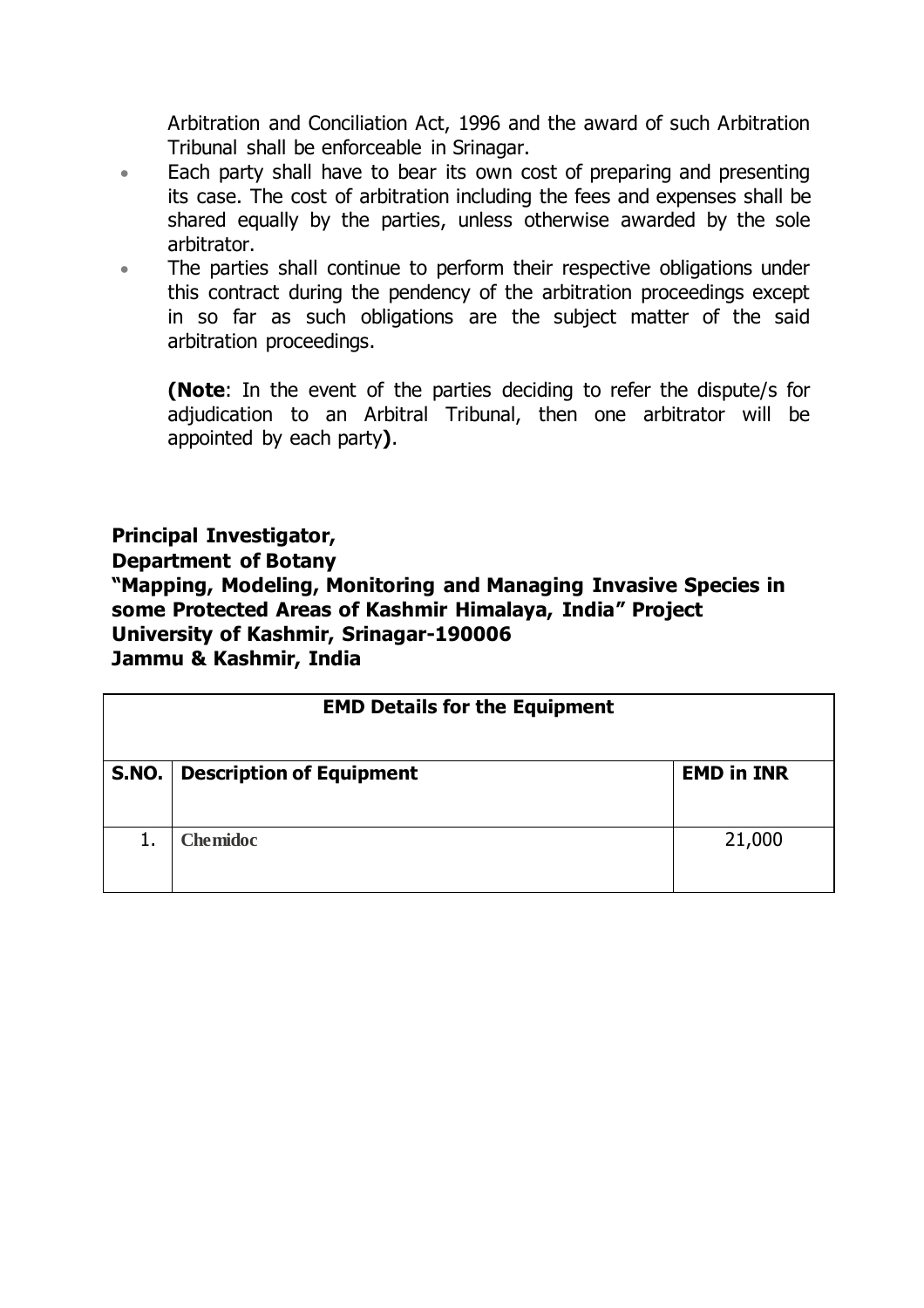Arbitration and Conciliation Act, 1996 and the award of such Arbitration Tribunal shall be enforceable in Srinagar.

- Each party shall have to bear its own cost of preparing and presenting its case. The cost of arbitration including the fees and expenses shall be shared equally by the parties, unless otherwise awarded by the sole arbitrator.
- The parties shall continue to perform their respective obligations under this contract during the pendency of the arbitration proceedings except in so far as such obligations are the subject matter of the said arbitration proceedings.

**(Note**: In the event of the parties deciding to refer the dispute/s for adjudication to an Arbitral Tribunal, then one arbitrator will be appointed by each party**)**.

**Principal Investigator,**
**Department of Botany**
**"Mapping, Modeling, Monitoring and Managing Invasive Species in some Protected Areas of Kashmir Himalaya, India" Project**
**University of Kashmir, Srinagar-190006**
**Jammu & Kashmir, India**

| **EMD Details for the Equipment** | | |
|---|---|---|
| **S.NO.** | **Description of Equipment** | **EMD in INR** |
| 1. | **Chemidoc** | 21,000 |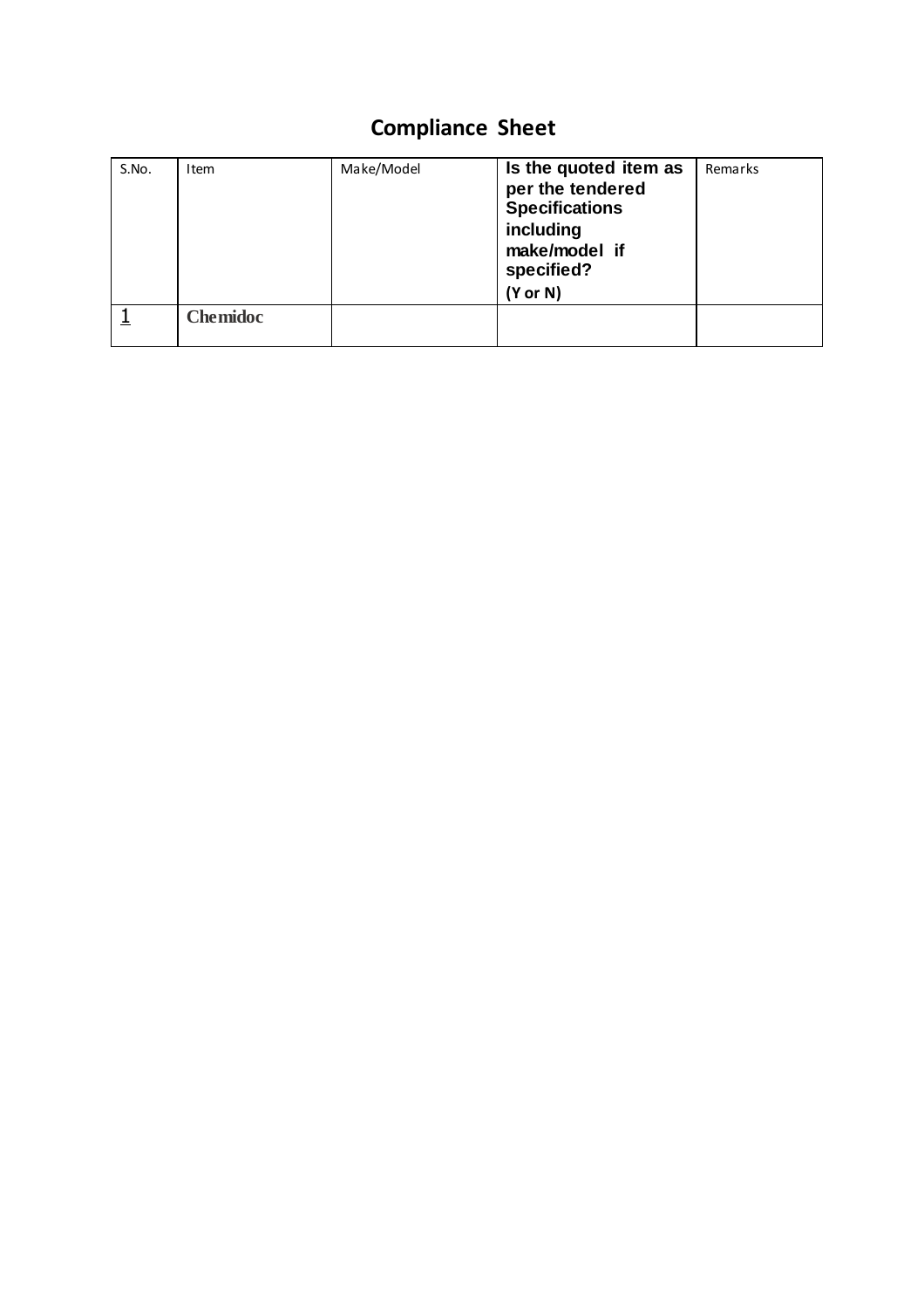# Compliance Sheet

| S.No. | Item | Make/Model | **Is the quoted item as per the tendered Specifications including make/model if specified? (Y or N)** | Remarks |
|---|---|---|---|---|
| 1 | **Chemidoc** | | | |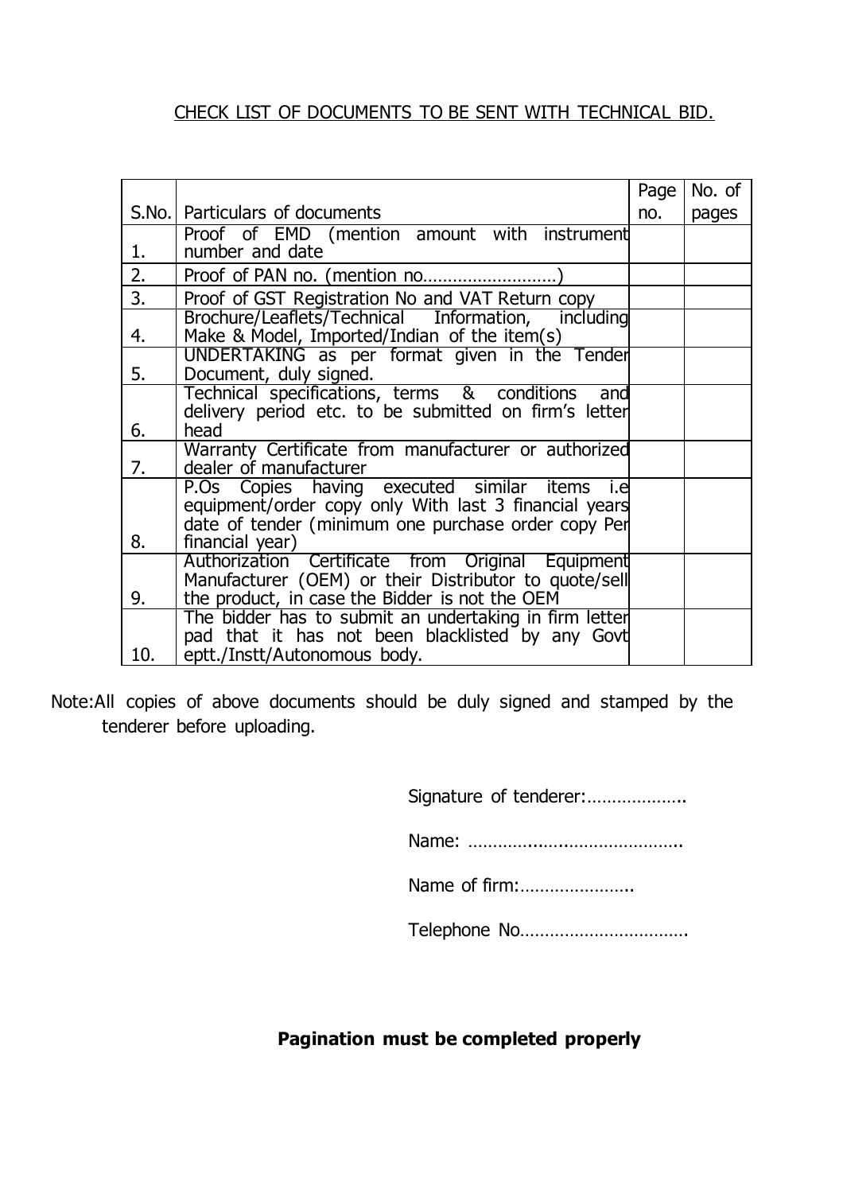## CHECK LIST OF DOCUMENTS TO BE SENT WITH TECHNICAL BID.

| S.No. | Particulars of documents | Page no. | No. of pages |
|---|---|---|---|
| 1. | Proof of EMD (mention amount with instrument number and date | | |
| 2. | Proof of PAN no. (mention no………………………) | | |
| 3. | Proof of GST Registration No and VAT Return copy | | |
| 4. | Brochure/Leaflets/Technical Information, including Make & Model, Imported/Indian of the item(s) | | |
| 5. | UNDERTAKING as per format given in the Tender Document, duly signed. | | |
| 6. | Technical specifications, terms & conditions and delivery period etc. to be submitted on firm's letter head | | |
| 7. | Warranty Certificate from manufacturer or authorized dealer of manufacturer | | |
| 8. | P.Os Copies having executed similar items i.e equipment/order copy only With last 3 financial years date of tender (minimum one purchase order copy Per financial year) | | |
| 9. | Authorization Certificate from Original Equipment Manufacturer (OEM) or their Distributor to quote/sell the product, in case the Bidder is not the OEM | | |
| 10. | The bidder has to submit an undertaking in firm letter pad that it has not been blacklisted by any Govt eptt./Instt/Autonomous body. | | |

Note:All copies of above documents should be duly signed and stamped by the tenderer before uploading.

Signature of tenderer:………………..

Name: …………...…..……………………..

Name of firm:…………………..

Telephone No…………………………….

**Pagination must be completed properly**